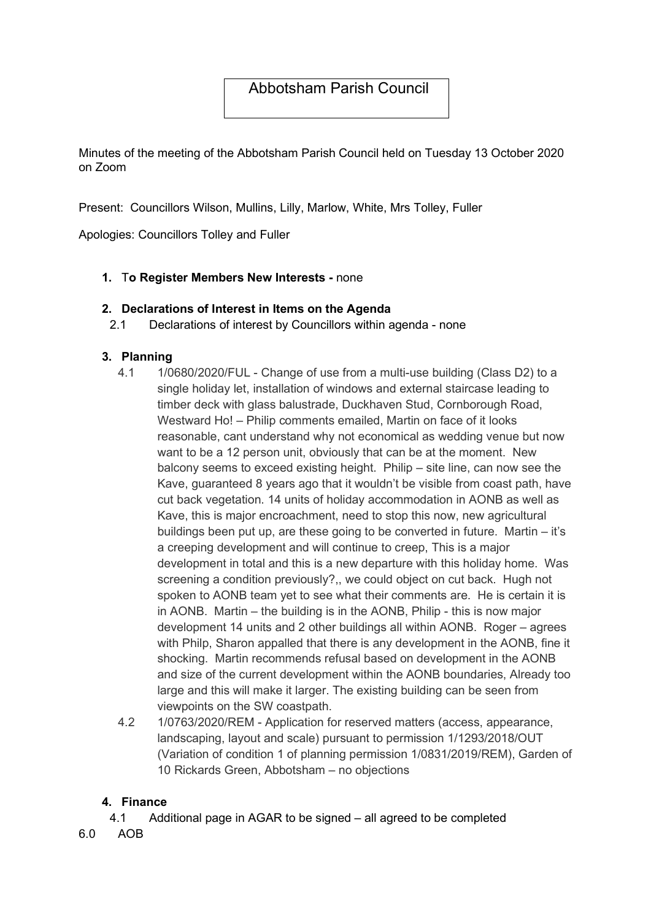# Abbotsham Parish Council

Minutes of the meeting of the Abbotsham Parish Council held on Tuesday 13 October 2020 on Zoom

Present: Councillors Wilson, Mullins, Lilly, Marlow, White, Mrs Tolley, Fuller

Apologies: Councillors Tolley and Fuller

1. **To Register Members New Interests -** none

2. **Declarations of Interest in Items on the Agenda**
   2.1 Declarations of interest by Councillors within agenda - none

3. **Planning**
   4.1 1/0680/2020/FUL - Change of use from a multi-use building (Class D2) to a single holiday let, installation of windows and external staircase leading to timber deck with glass balustrade, Duckhaven Stud, Cornborough Road, Westward Ho! – Philip comments emailed, Martin on face of it looks reasonable, cant understand why not economical as wedding venue but now want to be a 12 person unit, obviously that can be at the moment. New balcony seems to exceed existing height. Philip – site line, can now see the Kave, guaranteed 8 years ago that it wouldn't be visible from coast path, have cut back vegetation. 14 units of holiday accommodation in AONB as well as Kave, this is major encroachment, need to stop this now, new agricultural buildings been put up, are these going to be converted in future. Martin – it's a creeping development and will continue to creep, This is a major development in total and this is a new departure with this holiday home. Was screening a condition previously?,, we could object on cut back. Hugh not spoken to AONB team yet to see what their comments are. He is certain it is in AONB. Martin – the building is in the AONB, Philip - this is now major development 14 units and 2 other buildings all within AONB. Roger – agrees with Philp, Sharon appalled that there is any development in the AONB, fine it shocking. Martin recommends refusal based on development in the AONB and size of the current development within the AONB boundaries, Already too large and this will make it larger. The existing building can be seen from viewpoints on the SW coastpath.

   4.2 1/0763/2020/REM - Application for reserved matters (access, appearance, landscaping, layout and scale) pursuant to permission 1/1293/2018/OUT (Variation of condition 1 of planning permission 1/0831/2019/REM), Garden of 10 Rickards Green, Abbotsham – no objections

4. **Finance**
   4.1 Additional page in AGAR to be signed – all agreed to be completed

6.0 AOB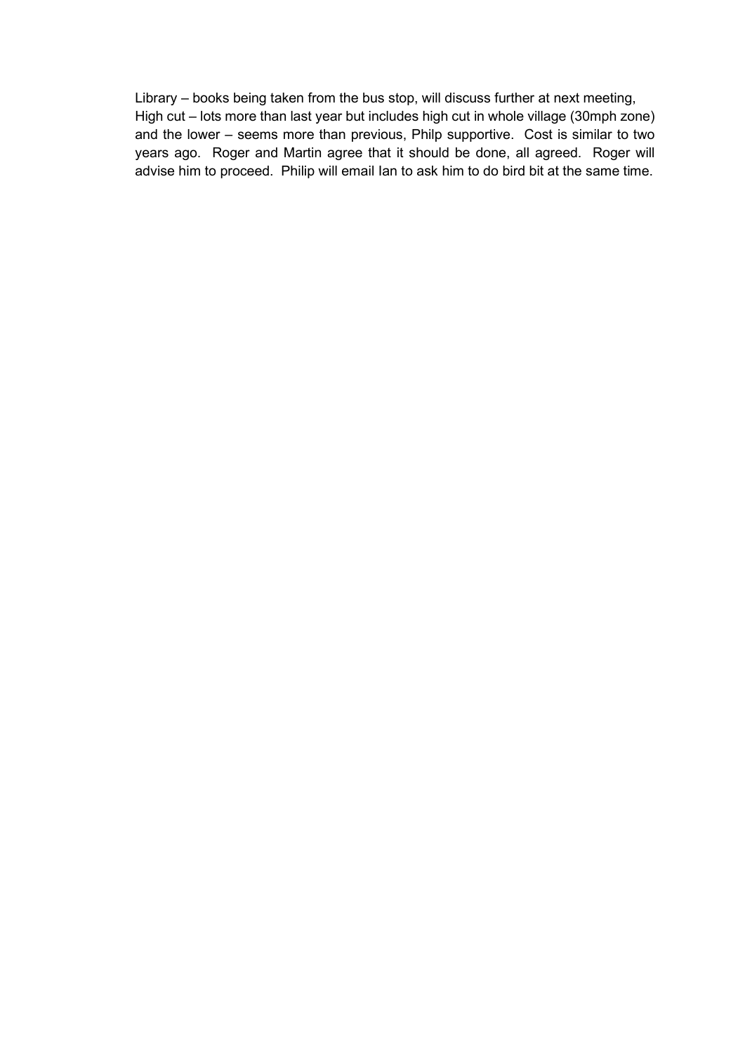Library – books being taken from the bus stop, will discuss further at next meeting,
High cut – lots more than last year but includes high cut in whole village (30mph zone) and the lower – seems more than previous, Philp supportive. Cost is similar to two years ago. Roger and Martin agree that it should be done, all agreed. Roger will advise him to proceed. Philip will email Ian to ask him to do bird bit at the same time.